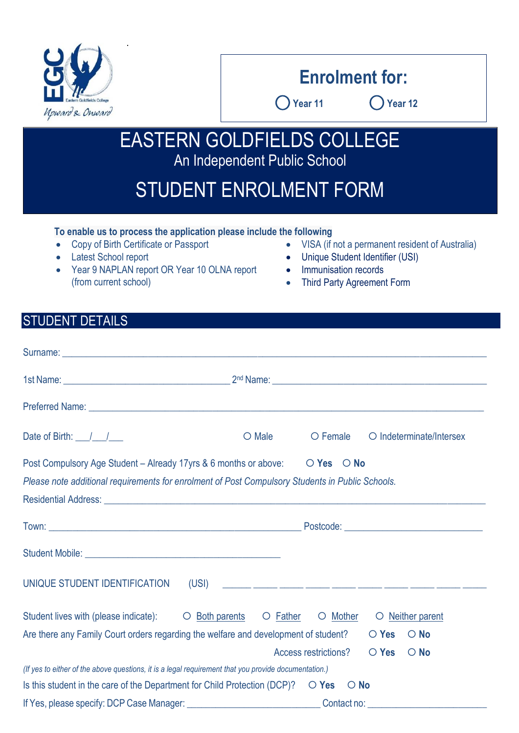EGC
Eastern Goldfields College
*Upward & Onward*

**Enrolment for:**

○ **Year 11** ○ **Year 12**

# EASTERN GOLDFIELDS COLLEGE

An Independent Public School

# STUDENT ENROLMENT FORM

**To enable us to process the application please include the following**

- Copy of Birth Certificate or Passport
- Latest School report
- Year 9 NAPLAN report OR Year 10 OLNA report (from current school)
- VISA (if not a permanent resident of Australia)
- Unique Student Identifier (USI)
- Immunisation records
- Third Party Agreement Form

## STUDENT DETAILS

Surname: ______________________________________________________________________

1st Name: ______________________________ 2nd Name: ______________________________

Preferred Name: ________________________________________________________________

Date of Birth: ___/___/___ ○ Male ○ Female ○ Indeterminate/Intersex

Post Compulsory Age Student – Already 17yrs & 6 months or above: ○ **Yes** ○ **No**

*Please note additional requirements for enrolment of Post Compulsory Students in Public Schools.*

Residential Address: _____________________________________________________________

Town: ____________________________________________ Postcode: ______________________

Student Mobile: ___________________________________

UNIQUE STUDENT IDENTIFICATION (USI) ____ ____ ____ ____ ____ ____ ____ ____ ____ ____

Student lives with (please indicate): ○ Both parents ○ Father ○ Mother ○ Neither parent

Are there any Family Court orders regarding the welfare and development of student? ○ **Yes** ○ **No**

Access restrictions? ○ **Yes** ○ **No**

*(If yes to either of the above questions, it is a legal requirement that you provide documentation.)*

Is this student in the care of the Department for Child Protection (DCP)? ○ **Yes** ○ **No**

If Yes, please specify: DCP Case Manager: ________________________ Contact no: ______________________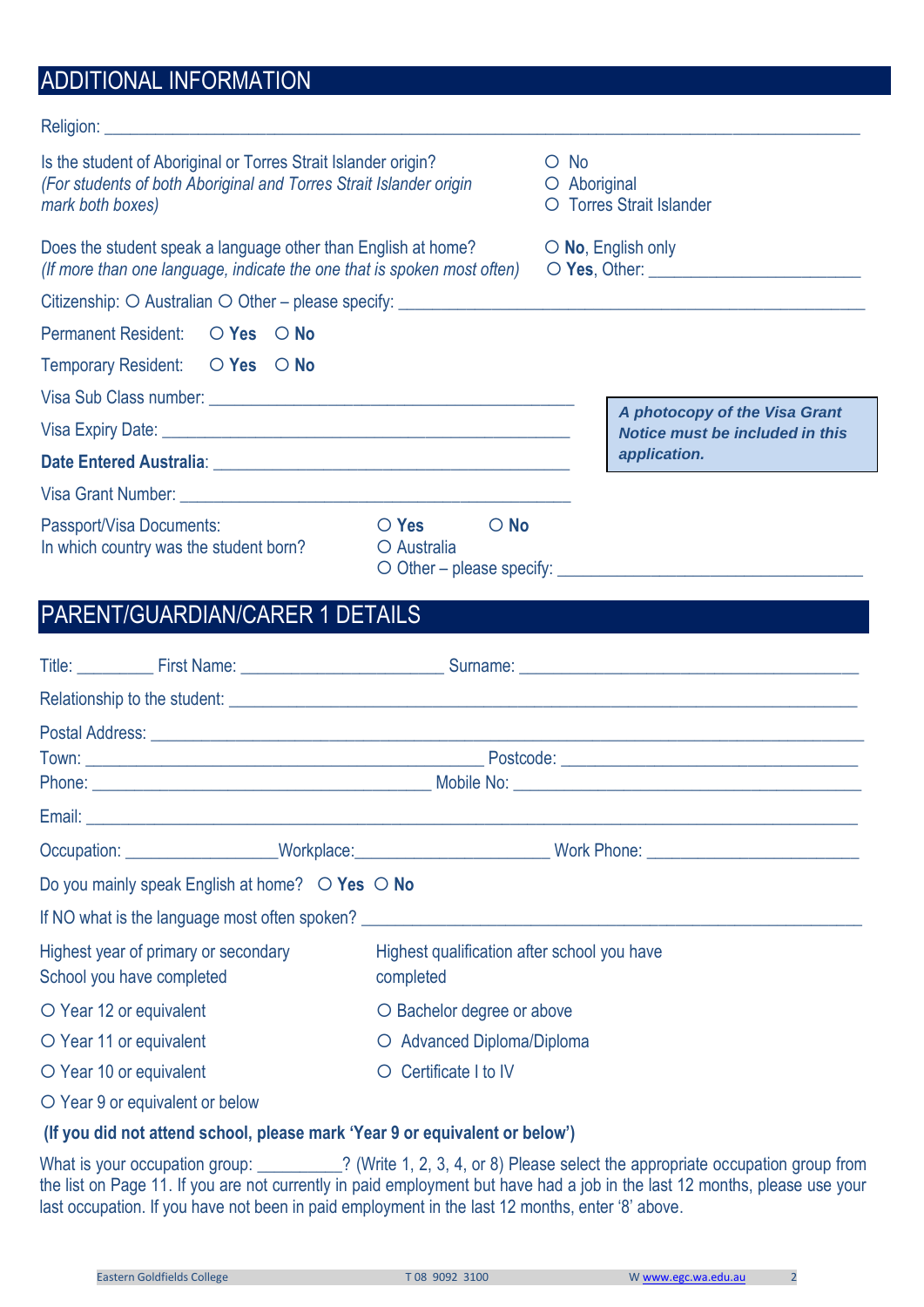## ADDITIONAL INFORMATION

Religion: ______________________________________________________________________________

Is the student of Aboriginal or Torres Strait Islander origin?
*(For students of both Aboriginal and Torres Strait Islander origin mark both boxes)*

○ No
○ Aboriginal
○ Torres Strait Islander

Does the student speak a language other than English at home?
*(If more than one language, indicate the one that is spoken most often)*

○ **No**, English only
○ **Yes**, Other: ______________________

Citizenship: ○ Australian ○ Other – please specify: ______________________________________________

Permanent Resident: ○ **Yes** ○ **No**

Temporary Resident: ○ **Yes** ○ **No**

Visa Sub Class number: ______________________________________

Visa Expiry Date: ______________________________________

**Date Entered Australia**: ______________________________________

Visa Grant Number: ______________________________________

***A photocopy of the Visa Grant Notice must be included in this application.***

Passport/Visa Documents: ○ **Yes** ○ **No**

In which country was the student born?
○ Australia
○ Other – please specify: ________________________________

## PARENT/GUARDIAN/CARER 1 DETAILS

Title: ________ First Name: ______________________ Surname: ______________________________________

Relationship to the student: ______________________________________________________________________

Postal Address: ______________________________________________________________________________

Town: ____________________________________________ Postcode: ________________________________

Phone: ____________________________________ Mobile No: ______________________________________

Email: ______________________________________________________________________________________

Occupation: ________________Workplace:_____________________ Work Phone: ______________________

Do you mainly speak English at home? ○ **Yes** ○ **No**

If NO what is the language most often spoken? ___________________________________________________

| Highest year of primary or secondary School you have completed | Highest qualification after school you have completed |
|---|---|
| ○ Year 12 or equivalent | ○ Bachelor degree or above |
| ○ Year 11 or equivalent | ○ Advanced Diploma/Diploma |
| ○ Year 10 or equivalent | ○ Certificate I to IV |
| ○ Year 9 or equivalent or below | |

**(If you did not attend school, please mark 'Year 9 or equivalent or below')**

What is your occupation group: _________? (Write 1, 2, 3, 4, or 8) Please select the appropriate occupation group from the list on Page 11. If you are not currently in paid employment but have had a job in the last 12 months, please use your last occupation. If you have not been in paid employment in the last 12 months, enter '8' above.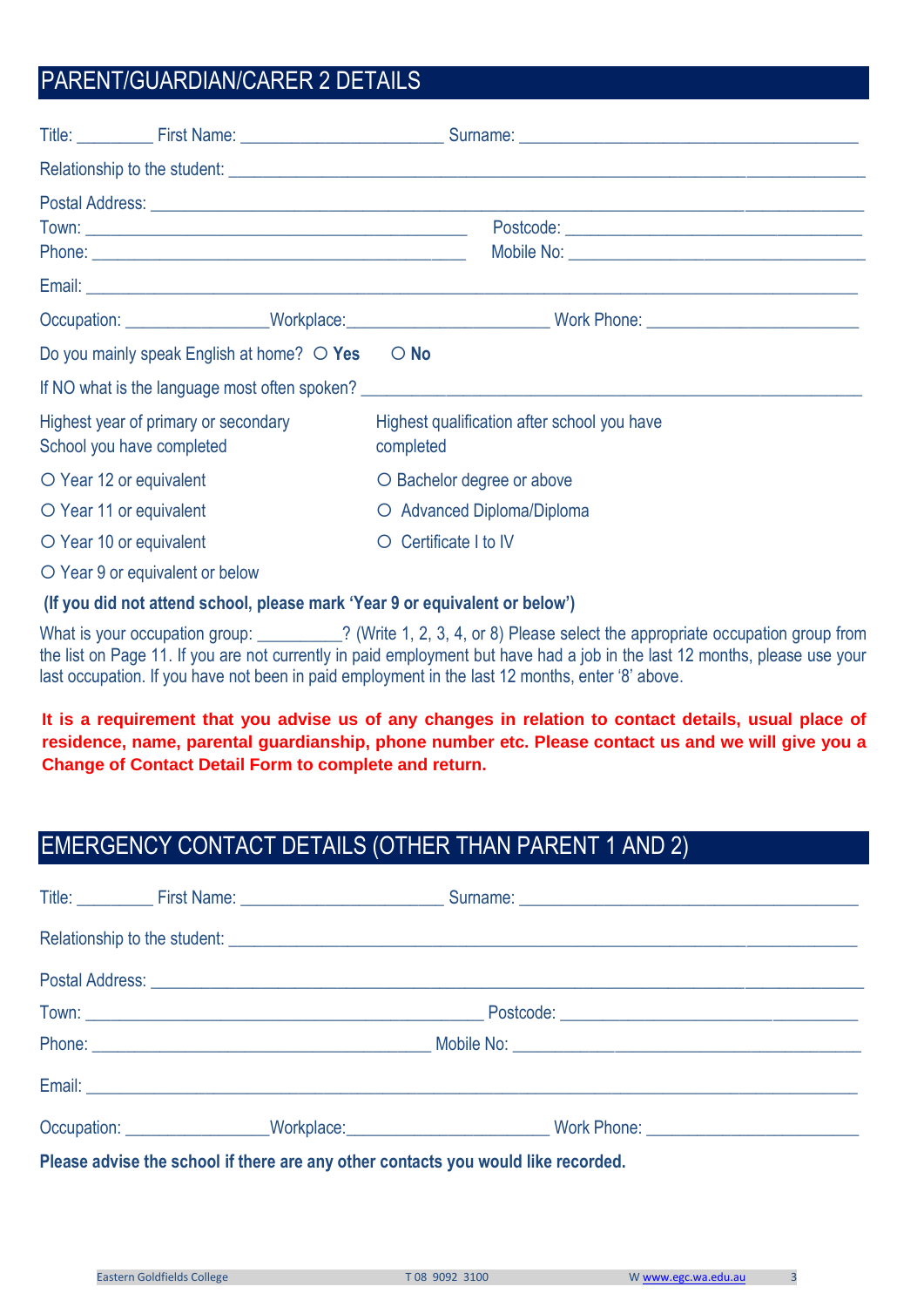## PARENT/GUARDIAN/CARER 2 DETAILS

Title: _________ First Name: _______________________ Surname: ______________________________________

Relationship to the student: ______________________________________________________________________

Postal Address: ___________________________________________________________________________

Town: ____________________________________________ Postcode: ________________________________

Phone: ___________________________________________ Mobile No: _______________________________

Email: ______________________________________________________________________________________

Occupation: ________________ Workplace: ______________________ Work Phone: _______________________

Do you mainly speak English at home? ○ **Yes** ○ **No**

If NO what is the language most often spoken? ________________________________________________

| Highest year of primary or secondary School you have completed | Highest qualification after school you have completed |
|---|---|
| ○ Year 12 or equivalent | ○ Bachelor degree or above |
| ○ Year 11 or equivalent | ○ Advanced Diploma/Diploma |
| ○ Year 10 or equivalent | ○ Certificate I to IV |
| ○ Year 9 or equivalent or below | |

**(If you did not attend school, please mark 'Year 9 or equivalent or below')**

What is your occupation group: __________? (Write 1, 2, 3, 4, or 8) Please select the appropriate occupation group from the list on Page 11. If you are not currently in paid employment but have had a job in the last 12 months, please use your last occupation. If you have not been in paid employment in the last 12 months, enter '8' above.

**It is a requirement that you advise us of any changes in relation to contact details, usual place of residence, name, parental guardianship, phone number etc. Please contact us and we will give you a Change of Contact Detail Form to complete and return.**

## EMERGENCY CONTACT DETAILS (OTHER THAN PARENT 1 AND 2)

Title: _________ First Name: _______________________ Surname: ______________________________________

Relationship to the student: ______________________________________________________________________

Postal Address: ___________________________________________________________________________

Town: ____________________________________________ Postcode: ________________________________

Phone: ___________________________________________ Mobile No: _______________________________

Email: ______________________________________________________________________________________

Occupation: ________________ Workplace: ______________________ Work Phone: _______________________

**Please advise the school if there are any other contacts you would like recorded.**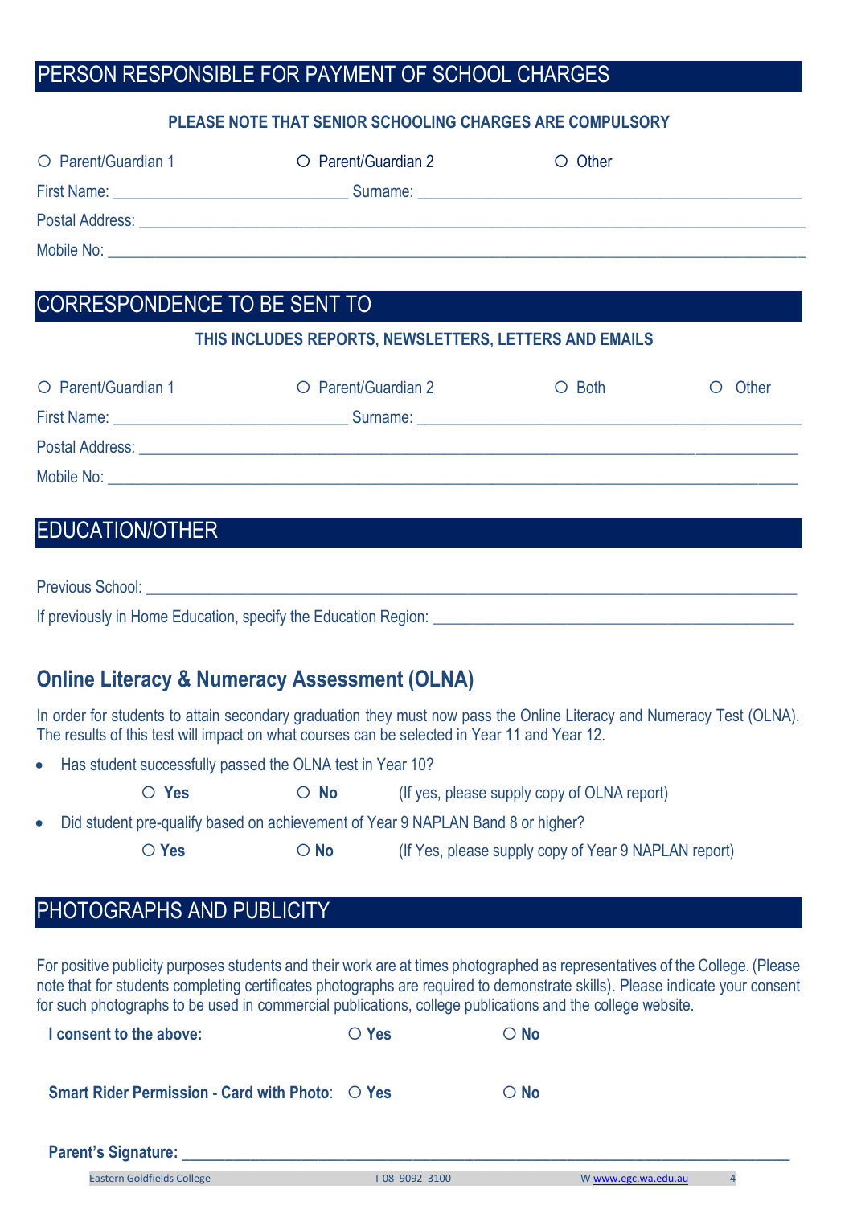# PERSON RESPONSIBLE FOR PAYMENT OF SCHOOL CHARGES

**PLEASE NOTE THAT SENIOR SCHOOLING CHARGES ARE COMPULSORY**

○ Parent/Guardian 1 ○ Parent/Guardian 2 ○ Other

First Name: ____________________________ Surname: ______________________________________________

Postal Address: ________________________________________________________________________________

Mobile No: _____________________________________________________________________________________

# CORRESPONDENCE TO BE SENT TO

**THIS INCLUDES REPORTS, NEWSLETTERS, LETTERS AND EMAILS**

○ Parent/Guardian 1 ○ Parent/Guardian 2 ○ Both ○ Other

First Name: ____________________________ Surname: ______________________________________________

Postal Address: ________________________________________________________________________________

Mobile No: _____________________________________________________________________________________

# EDUCATION/OTHER

Previous School: _______________________________________________________________________________

If previously in Home Education, specify the Education Region: ___________________________________________

## Online Literacy & Numeracy Assessment (OLNA)

In order for students to attain secondary graduation they must now pass the Online Literacy and Numeracy Test (OLNA). The results of this test will impact on what courses can be selected in Year 11 and Year 12.

- Has student successfully passed the OLNA test in Year 10?

  ○ **Yes** ○ **No** (If yes, please supply copy of OLNA report)

- Did student pre-qualify based on achievement of Year 9 NAPLAN Band 8 or higher?

  ○ **Yes** ○ **No** (If Yes, please supply copy of Year 9 NAPLAN report)

# PHOTOGRAPHS AND PUBLICITY

For positive publicity purposes students and their work are at times photographed as representatives of the College. (Please note that for students completing certificates photographs are required to demonstrate skills). Please indicate your consent for such photographs to be used in commercial publications, college publications and the college website.

**I consent to the above:** ○ **Yes** ○ **No**

**Smart Rider Permission - Card with Photo**: ○ **Yes** ○ **No**

**Parent's Signature:** ___________________________________________________________________________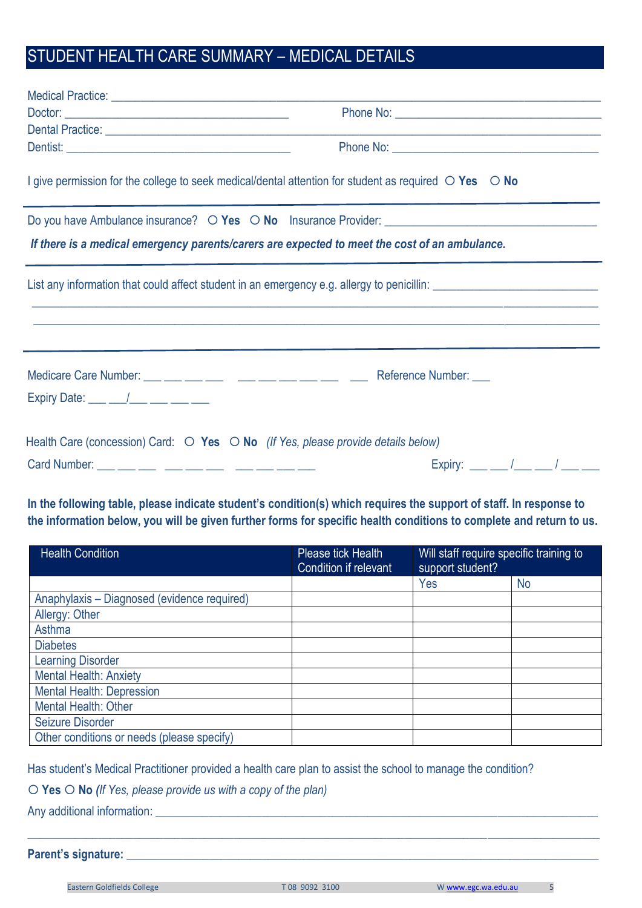# STUDENT HEALTH CARE SUMMARY – MEDICAL DETAILS

Medical Practice: ___________________________________________________________

Doctor: ______________________________ Phone No: ______________________________

Dental Practice: ___________________________________________________________

Dentist: ______________________________ Phone No: ______________________________

I give permission for the college to seek medical/dental attention for student as required ○ **Yes** ○ **No**

---

Do you have Ambulance insurance? ○ **Yes** ○ **No** Insurance Provider: ______________________________

***If there is a medical emergency parents/carers are expected to meet the cost of an ambulance.***

---

List any information that could affect student in an emergency e.g. allergy to penicillin: ______________________

_____________________________________________________________________________

_____________________________________________________________________________

---

Medicare Care Number: ___ ___ ___ ___ ___ ___ ___ ___ ___ ___ Reference Number: ___

Expiry Date: ___ ___/___ ___ ___ ___

Health Care (concession) Card: ○ **Yes** ○ **No** *(If Yes, please provide details below)*

Card Number: ___ ___ ___ ___ ___ ___ ___ ___ ___ ___ Expiry: ___ ___/___ ___ / ___ ___

**In the following table, please indicate student's condition(s) which requires the support of staff. In response to the information below, you will be given further forms for specific health conditions to complete and return to us.**

| Health Condition | Please tick Health Condition if relevant | Will staff require specific training to support student? | |
|---|---|---|---|
| | | Yes | No |
| Anaphylaxis – Diagnosed (evidence required) | | | |
| Allergy: Other | | | |
| Asthma | | | |
| Diabetes | | | |
| Learning Disorder | | | |
| Mental Health: Anxiety | | | |
| Mental Health: Depression | | | |
| Mental Health: Other | | | |
| Seizure Disorder | | | |
| Other conditions or needs (please specify) | | | |

Has student's Medical Practitioner provided a health care plan to assist the school to manage the condition?

○ **Yes** ○ **No** *(If Yes, please provide us with a copy of the plan)*

Any additional information: ___________________________________________________________

_____________________________________________________________________________

**Parent's signature:** ___________________________________________________________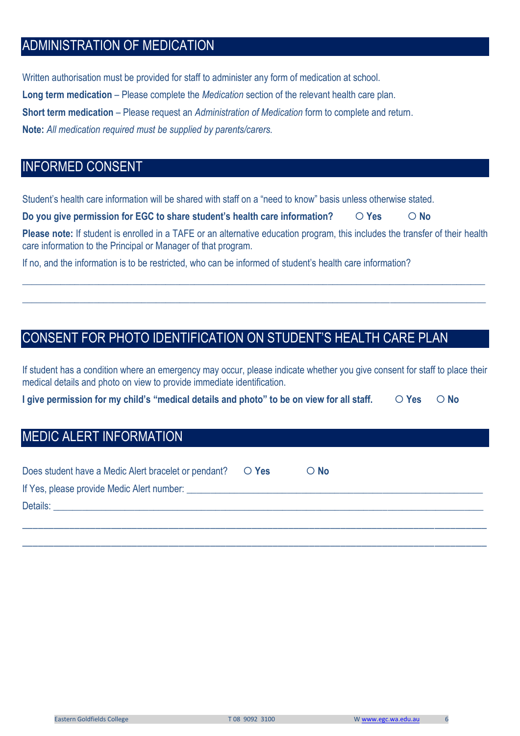## ADMINISTRATION OF MEDICATION

Written authorisation must be provided for staff to administer any form of medication at school.

**Long term medication** – Please complete the *Medication* section of the relevant health care plan.

**Short term medication** – Please request an *Administration of Medication* form to complete and return.

**Note:** *All medication required must be supplied by parents/carers.*

## INFORMED CONSENT

Student's health care information will be shared with staff on a "need to know" basis unless otherwise stated.

**Do you give permission for EGC to share student's health care information?** ○ **Yes** ○ **No**

**Please note:** If student is enrolled in a TAFE or an alternative education program, this includes the transfer of their health care information to the Principal or Manager of that program.

If no, and the information is to be restricted, who can be informed of student's health care information?

______________________________________________________________________________________________

______________________________________________________________________________________________

## CONSENT FOR PHOTO IDENTIFICATION ON STUDENT'S HEALTH CARE PLAN

If student has a condition where an emergency may occur, please indicate whether you give consent for staff to place their medical details and photo on view to provide immediate identification.

**I give permission for my child's "medical details and photo" to be on view for all staff.** ○ **Yes** ○ **No**

## MEDIC ALERT INFORMATION

Does student have a Medic Alert bracelet or pendant? ○ **Yes** ○ **No**

If Yes, please provide Medic Alert number: ____________________________________________________________

Details: ______________________________________________________________________________________

______________________________________________________________________________________________

______________________________________________________________________________________________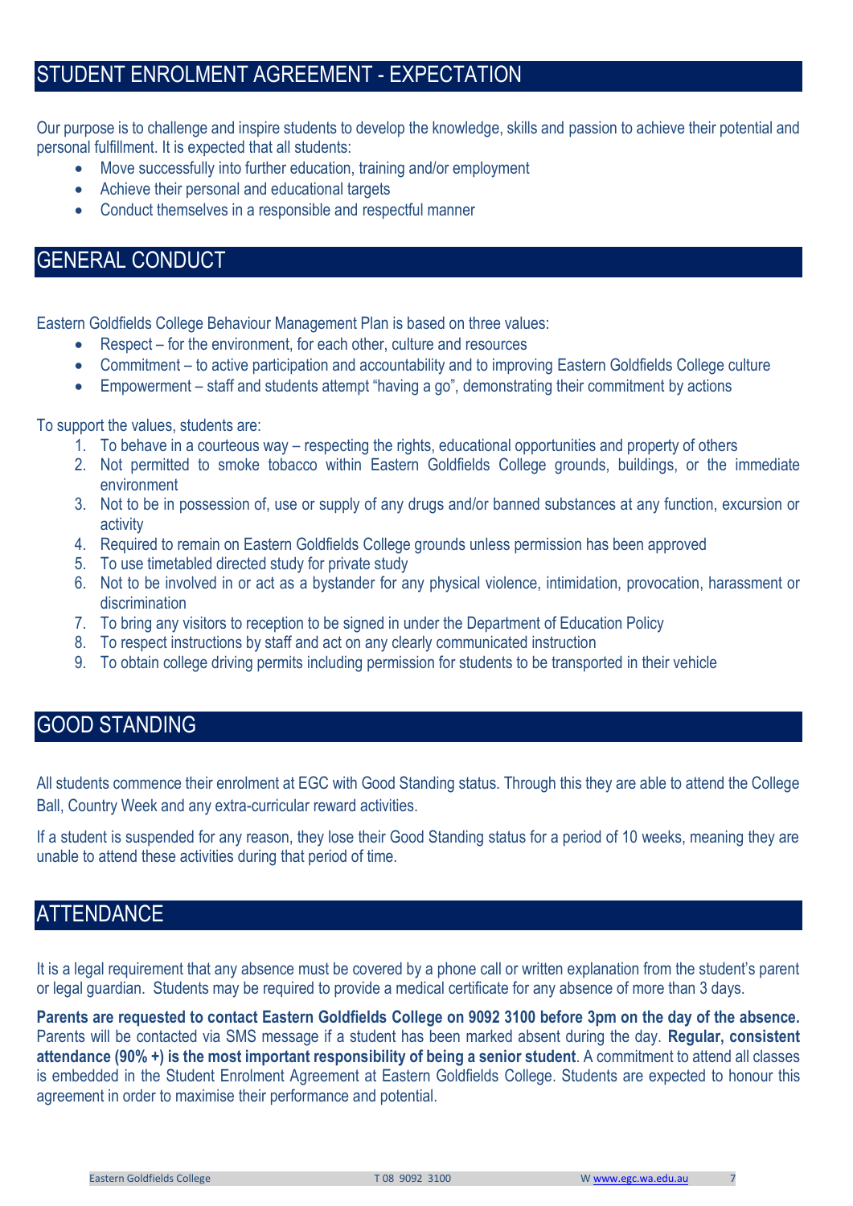## STUDENT ENROLMENT AGREEMENT - EXPECTATION

Our purpose is to challenge and inspire students to develop the knowledge, skills and passion to achieve their potential and personal fulfillment. It is expected that all students:

- Move successfully into further education, training and/or employment
- Achieve their personal and educational targets
- Conduct themselves in a responsible and respectful manner

## GENERAL CONDUCT

Eastern Goldfields College Behaviour Management Plan is based on three values:

- Respect – for the environment, for each other, culture and resources
- Commitment – to active participation and accountability and to improving Eastern Goldfields College culture
- Empowerment – staff and students attempt "having a go", demonstrating their commitment by actions

To support the values, students are:

1. To behave in a courteous way – respecting the rights, educational opportunities and property of others
2. Not permitted to smoke tobacco within Eastern Goldfields College grounds, buildings, or the immediate environment
3. Not to be in possession of, use or supply of any drugs and/or banned substances at any function, excursion or activity
4. Required to remain on Eastern Goldfields College grounds unless permission has been approved
5. To use timetabled directed study for private study
6. Not to be involved in or act as a bystander for any physical violence, intimidation, provocation, harassment or discrimination
7. To bring any visitors to reception to be signed in under the Department of Education Policy
8. To respect instructions by staff and act on any clearly communicated instruction
9. To obtain college driving permits including permission for students to be transported in their vehicle

## GOOD STANDING

All students commence their enrolment at EGC with Good Standing status. Through this they are able to attend the College Ball, Country Week and any extra-curricular reward activities.

If a student is suspended for any reason, they lose their Good Standing status for a period of 10 weeks, meaning they are unable to attend these activities during that period of time.

## ATTENDANCE

It is a legal requirement that any absence must be covered by a phone call or written explanation from the student's parent or legal guardian. Students may be required to provide a medical certificate for any absence of more than 3 days.

**Parents are requested to contact Eastern Goldfields College on 9092 3100 before 3pm on the day of the absence.** Parents will be contacted via SMS message if a student has been marked absent during the day. **Regular, consistent attendance (90% +) is the most important responsibility of being a senior student**. A commitment to attend all classes is embedded in the Student Enrolment Agreement at Eastern Goldfields College. Students are expected to honour this agreement in order to maximise their performance and potential.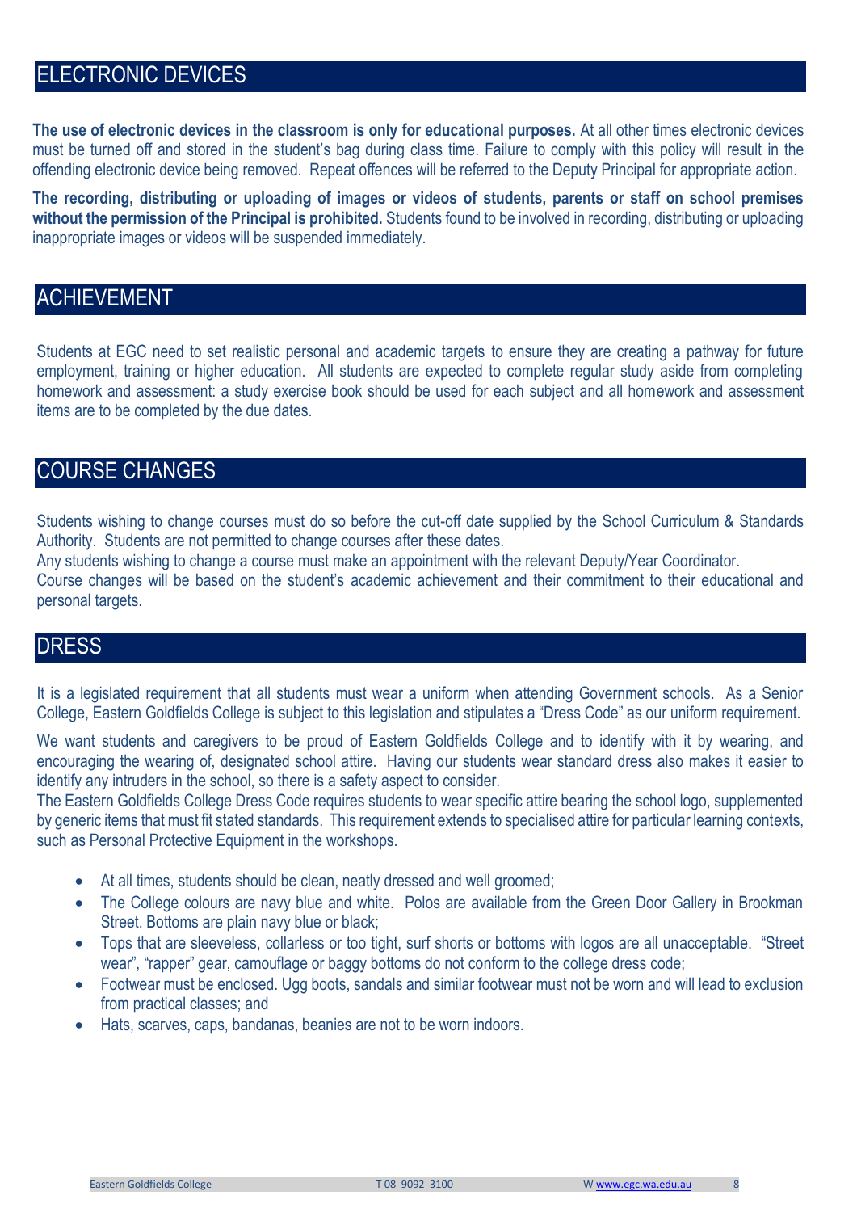## ELECTRONIC DEVICES

**The use of electronic devices in the classroom is only for educational purposes.** At all other times electronic devices must be turned off and stored in the student's bag during class time. Failure to comply with this policy will result in the offending electronic device being removed. Repeat offences will be referred to the Deputy Principal for appropriate action.

**The recording, distributing or uploading of images or videos of students, parents or staff on school premises without the permission of the Principal is prohibited.** Students found to be involved in recording, distributing or uploading inappropriate images or videos will be suspended immediately.

## ACHIEVEMENT

Students at EGC need to set realistic personal and academic targets to ensure they are creating a pathway for future employment, training or higher education. All students are expected to complete regular study aside from completing homework and assessment: a study exercise book should be used for each subject and all homework and assessment items are to be completed by the due dates.

## COURSE CHANGES

Students wishing to change courses must do so before the cut-off date supplied by the School Curriculum & Standards Authority. Students are not permitted to change courses after these dates.
Any students wishing to change a course must make an appointment with the relevant Deputy/Year Coordinator.
Course changes will be based on the student's academic achievement and their commitment to their educational and personal targets.

## DRESS

It is a legislated requirement that all students must wear a uniform when attending Government schools. As a Senior College, Eastern Goldfields College is subject to this legislation and stipulates a "Dress Code" as our uniform requirement.

We want students and caregivers to be proud of Eastern Goldfields College and to identify with it by wearing, and encouraging the wearing of, designated school attire. Having our students wear standard dress also makes it easier to identify any intruders in the school, so there is a safety aspect to consider.
The Eastern Goldfields College Dress Code requires students to wear specific attire bearing the school logo, supplemented by generic items that must fit stated standards. This requirement extends to specialised attire for particular learning contexts, such as Personal Protective Equipment in the workshops.

- At all times, students should be clean, neatly dressed and well groomed;
- The College colours are navy blue and white. Polos are available from the Green Door Gallery in Brookman Street. Bottoms are plain navy blue or black;
- Tops that are sleeveless, collarless or too tight, surf shorts or bottoms with logos are all unacceptable. "Street wear", "rapper" gear, camouflage or baggy bottoms do not conform to the college dress code;
- Footwear must be enclosed. Ugg boots, sandals and similar footwear must not be worn and will lead to exclusion from practical classes; and
- Hats, scarves, caps, bandanas, beanies are not to be worn indoors.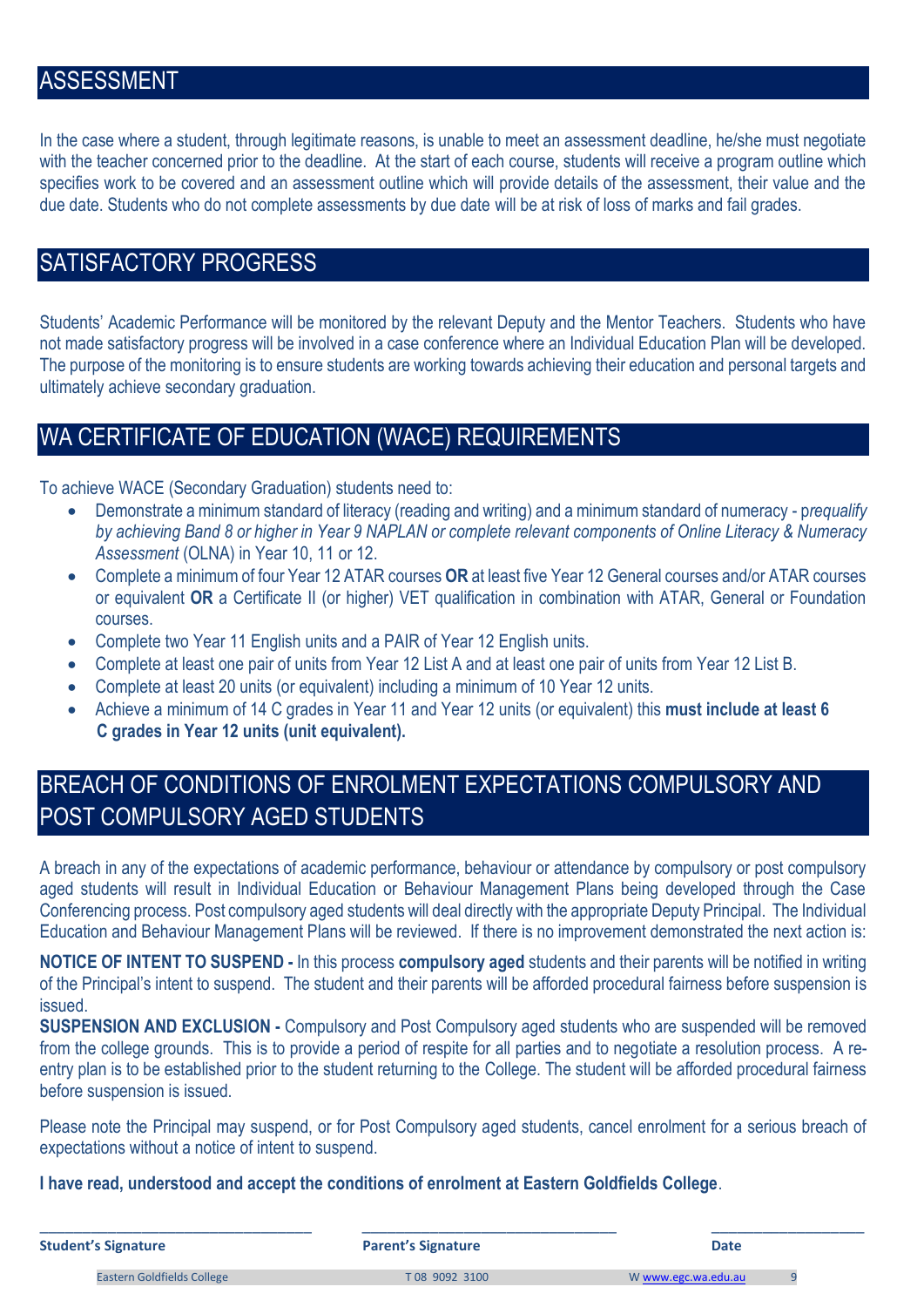## ASSESSMENT

In the case where a student, through legitimate reasons, is unable to meet an assessment deadline, he/she must negotiate with the teacher concerned prior to the deadline. At the start of each course, students will receive a program outline which specifies work to be covered and an assessment outline which will provide details of the assessment, their value and the due date. Students who do not complete assessments by due date will be at risk of loss of marks and fail grades.

## SATISFACTORY PROGRESS

Students' Academic Performance will be monitored by the relevant Deputy and the Mentor Teachers. Students who have not made satisfactory progress will be involved in a case conference where an Individual Education Plan will be developed. The purpose of the monitoring is to ensure students are working towards achieving their education and personal targets and ultimately achieve secondary graduation.

## WA CERTIFICATE OF EDUCATION (WACE) REQUIREMENTS

To achieve WACE (Secondary Graduation) students need to:

- Demonstrate a minimum standard of literacy (reading and writing) and a minimum standard of numeracy - p*requalify by achieving Band 8 or higher in Year 9 NAPLAN or complete relevant components of Online Literacy & Numeracy Assessment* (OLNA) in Year 10, 11 or 12.
- Complete a minimum of four Year 12 ATAR courses **OR** at least five Year 12 General courses and/or ATAR courses or equivalent **OR** a Certificate II (or higher) VET qualification in combination with ATAR, General or Foundation courses.
- Complete two Year 11 English units and a PAIR of Year 12 English units.
- Complete at least one pair of units from Year 12 List A and at least one pair of units from Year 12 List B.
- Complete at least 20 units (or equivalent) including a minimum of 10 Year 12 units.
- Achieve a minimum of 14 C grades in Year 11 and Year 12 units (or equivalent) this **must include at least 6 C grades in Year 12 units (unit equivalent).**

## BREACH OF CONDITIONS OF ENROLMENT EXPECTATIONS COMPULSORY AND POST COMPULSORY AGED STUDENTS

A breach in any of the expectations of academic performance, behaviour or attendance by compulsory or post compulsory aged students will result in Individual Education or Behaviour Management Plans being developed through the Case Conferencing process. Post compulsory aged students will deal directly with the appropriate Deputy Principal. The Individual Education and Behaviour Management Plans will be reviewed. If there is no improvement demonstrated the next action is:

**NOTICE OF INTENT TO SUSPEND -** In this process **compulsory aged** students and their parents will be notified in writing of the Principal's intent to suspend. The student and their parents will be afforded procedural fairness before suspension is issued.

**SUSPENSION AND EXCLUSION -** Compulsory and Post Compulsory aged students who are suspended will be removed from the college grounds. This is to provide a period of respite for all parties and to negotiate a resolution process. A re-entry plan is to be established prior to the student returning to the College. The student will be afforded procedural fairness before suspension is issued.

Please note the Principal may suspend, or for Post Compulsory aged students, cancel enrolment for a serious breach of expectations without a notice of intent to suspend.

**I have read, understood and accept the conditions of enrolment at Eastern Goldfields College**.

| ______________________ | ______________________ | ______________ |
|---|---|---|
| **Student's Signature** | **Parent's Signature** | **Date** |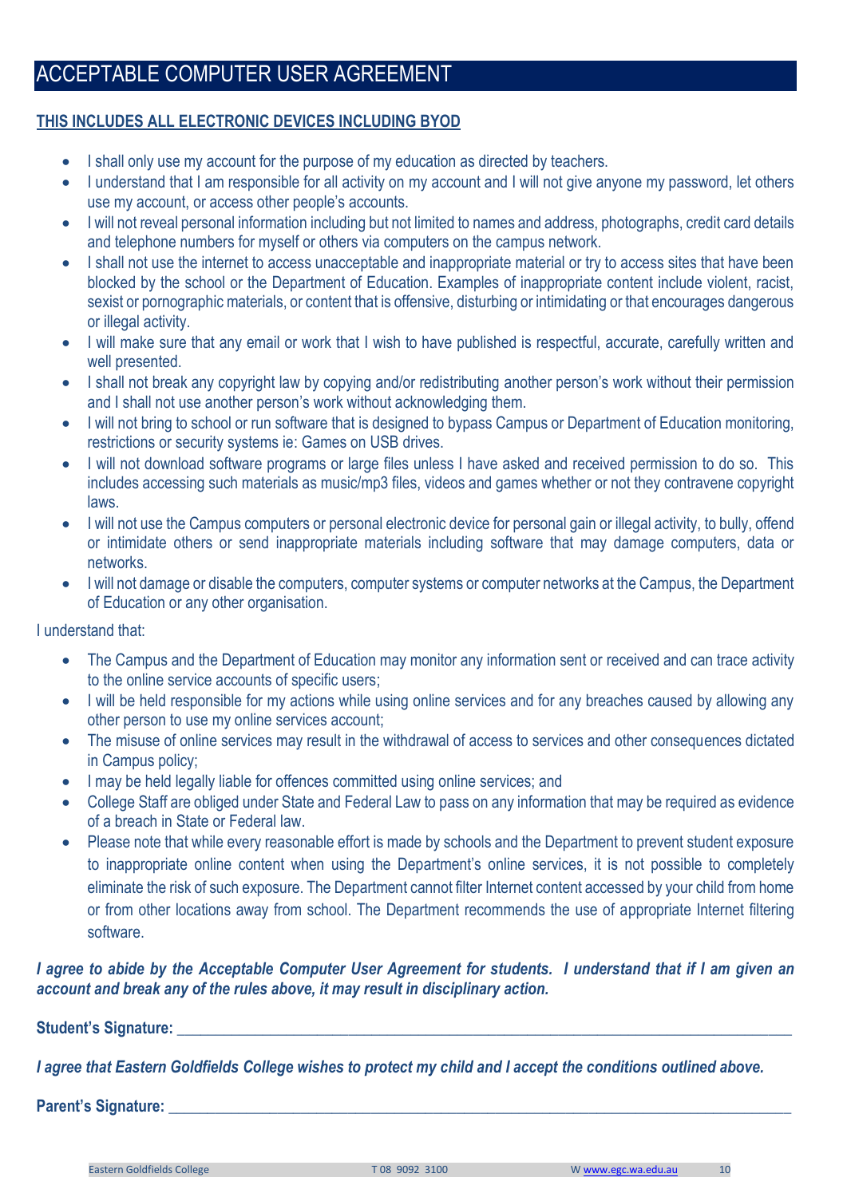# ACCEPTABLE COMPUTER USER AGREEMENT

**THIS INCLUDES ALL ELECTRONIC DEVICES INCLUDING BYOD**

- I shall only use my account for the purpose of my education as directed by teachers.
- I understand that I am responsible for all activity on my account and I will not give anyone my password, let others use my account, or access other people's accounts.
- I will not reveal personal information including but not limited to names and address, photographs, credit card details and telephone numbers for myself or others via computers on the campus network.
- I shall not use the internet to access unacceptable and inappropriate material or try to access sites that have been blocked by the school or the Department of Education. Examples of inappropriate content include violent, racist, sexist or pornographic materials, or content that is offensive, disturbing or intimidating or that encourages dangerous or illegal activity.
- I will make sure that any email or work that I wish to have published is respectful, accurate, carefully written and well presented.
- I shall not break any copyright law by copying and/or redistributing another person's work without their permission and I shall not use another person's work without acknowledging them.
- I will not bring to school or run software that is designed to bypass Campus or Department of Education monitoring, restrictions or security systems ie: Games on USB drives.
- I will not download software programs or large files unless I have asked and received permission to do so. This includes accessing such materials as music/mp3 files, videos and games whether or not they contravene copyright laws.
- I will not use the Campus computers or personal electronic device for personal gain or illegal activity, to bully, offend or intimidate others or send inappropriate materials including software that may damage computers, data or networks.
- I will not damage or disable the computers, computer systems or computer networks at the Campus, the Department of Education or any other organisation.

I understand that:

- The Campus and the Department of Education may monitor any information sent or received and can trace activity to the online service accounts of specific users;
- I will be held responsible for my actions while using online services and for any breaches caused by allowing any other person to use my online services account;
- The misuse of online services may result in the withdrawal of access to services and other consequences dictated in Campus policy;
- I may be held legally liable for offences committed using online services; and
- College Staff are obliged under State and Federal Law to pass on any information that may be required as evidence of a breach in State or Federal law.
- Please note that while every reasonable effort is made by schools and the Department to prevent student exposure to inappropriate online content when using the Department's online services, it is not possible to completely eliminate the risk of such exposure. The Department cannot filter Internet content accessed by your child from home or from other locations away from school. The Department recommends the use of appropriate Internet filtering software.

***I agree to abide by the Acceptable Computer User Agreement for students. I understand that if I am given an account and break any of the rules above, it may result in disciplinary action.***

**Student's Signature:** ______________________________________________

***I agree that Eastern Goldfields College wishes to protect my child and I accept the conditions outlined above.***

**Parent's Signature:** ______________________________________________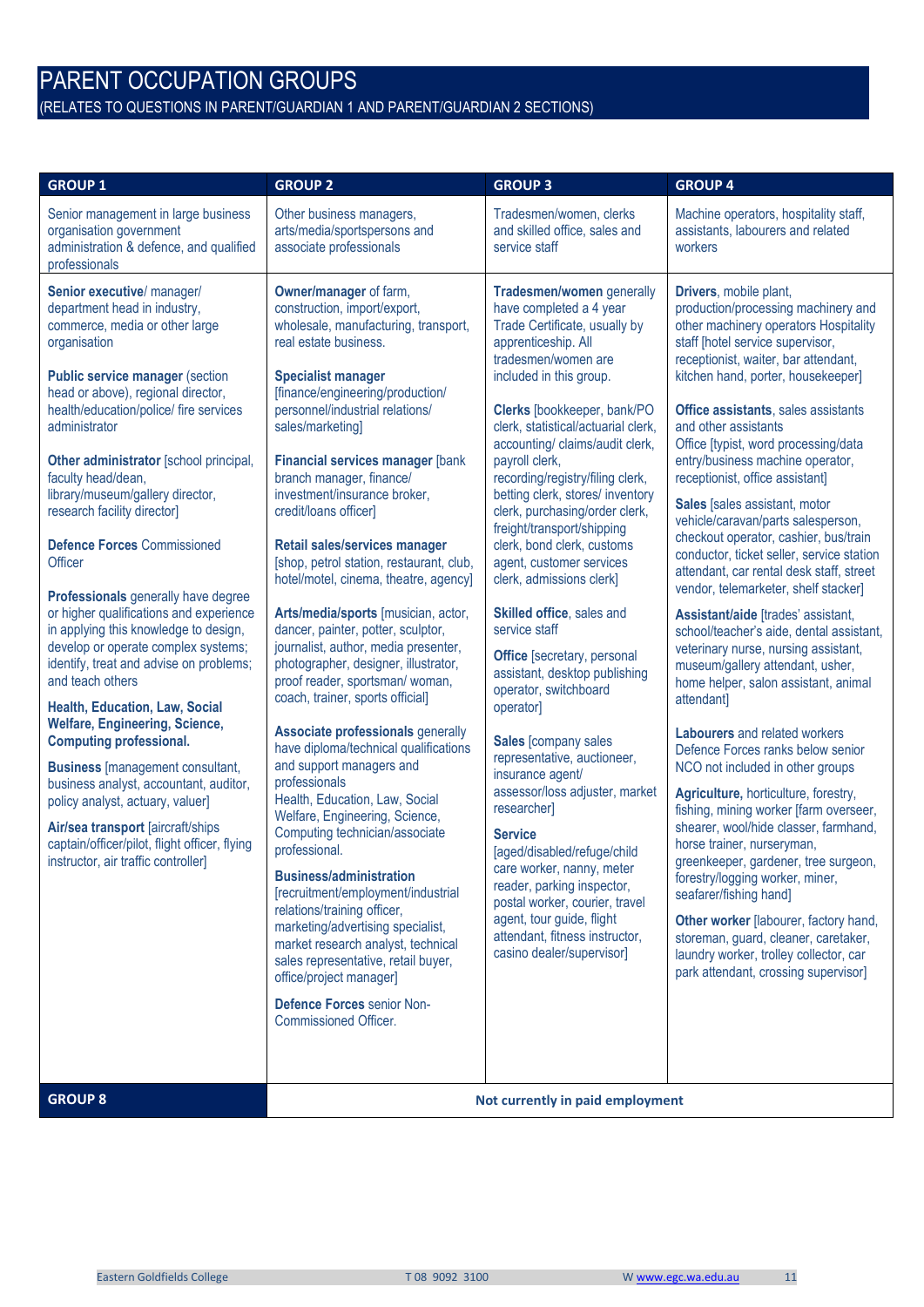# PARENT OCCUPATION GROUPS

(RELATES TO QUESTIONS IN PARENT/GUARDIAN 1 AND PARENT/GUARDIAN 2 SECTIONS)

| GROUP 1 | GROUP 2 | GROUP 3 | GROUP 4 |
|---|---|---|---|
| Senior management in large business organisation government administration & defence, and qualified professionals | Other business managers, arts/media/sportspersons and associate professionals | Tradesmen/women, clerks and skilled office, sales and service staff | Machine operators, hospitality staff, assistants, labourers and related workers |
| **Senior executive**/ manager/ department head in industry, commerce, media or other large organisation<br><br>**Public service manager** (section head or above), regional director, health/education/police/ fire services administrator<br><br>**Other administrator** [school principal, faculty head/dean, library/museum/gallery director, research facility director]<br><br>**Defence Forces** Commissioned Officer<br><br>**Professionals** generally have degree or higher qualifications and experience in applying this knowledge to design, develop or operate complex systems; identify, treat and advise on problems; and teach others<br><br>**Health, Education, Law, Social Welfare, Engineering, Science, Computing professional.**<br><br>**Business** [management consultant, business analyst, accountant, auditor, policy analyst, actuary, valuer]<br><br>**Air/sea transport** [aircraft/ships captain/officer/pilot, flight officer, flying instructor, air traffic controller] | **Owner/manager** of farm, construction, import/export, wholesale, manufacturing, transport, real estate business.<br><br>**Specialist manager** [finance/engineering/production/ personnel/industrial relations/ sales/marketing]<br><br>**Financial services manager** [bank branch manager, finance/ investment/insurance broker, credit/loans officer]<br><br>**Retail sales/services manager** [shop, petrol station, restaurant, club, hotel/motel, cinema, theatre, agency]<br><br>**Arts/media/sports** [musician, actor, dancer, painter, potter, sculptor, journalist, author, media presenter, photographer, designer, illustrator, proof reader, sportsman/ woman, coach, trainer, sports official]<br><br>**Associate professionals** generally have diploma/technical qualifications and support managers and professionals<br>Health, Education, Law, Social Welfare, Engineering, Science, Computing technician/associate professional.<br><br>**Business/administration** [recruitment/employment/industrial relations/training officer, marketing/advertising specialist, market research analyst, technical sales representative, retail buyer, office/project manager]<br><br>**Defence Forces** senior Non-Commissioned Officer. | **Tradesmen/women** generally have completed a 4 year Trade Certificate, usually by apprenticeship. All tradesmen/women are included in this group.<br><br>**Clerks** [bookkeeper, bank/PO clerk, statistical/actuarial clerk, accounting/ claims/audit clerk, payroll clerk, recording/registry/filing clerk, betting clerk, stores/ inventory clerk, purchasing/order clerk, freight/transport/shipping clerk, bond clerk, customs agent, customer services clerk, admissions clerk]<br><br>**Skilled office**, sales and service staff<br><br>**Office** [secretary, personal assistant, desktop publishing operator, switchboard operator]<br><br>**Sales** [company sales representative, auctioneer, insurance agent/ assessor/loss adjuster, market researcher]<br><br>**Service** [aged/disabled/refuge/child care worker, nanny, meter reader, parking inspector, postal worker, courier, travel agent, tour guide, flight attendant, fitness instructor, casino dealer/supervisor] | **Drivers**, mobile plant, production/processing machinery and other machinery operators Hospitality staff [hotel service supervisor, receptionist, waiter, bar attendant, kitchen hand, porter, housekeeper]<br><br>**Office assistants**, sales assistants and other assistants<br>Office [typist, word processing/data entry/business machine operator, receptionist, office assistant]<br><br>**Sales** [sales assistant, motor vehicle/caravan/parts salesperson, checkout operator, cashier, bus/train conductor, ticket seller, service station attendant, car rental desk staff, street vendor, telemarketer, shelf stacker]<br><br>**Assistant/aide** [trades' assistant, school/teacher's aide, dental assistant, veterinary nurse, nursing assistant, museum/gallery attendant, usher, home helper, salon assistant, animal attendant]<br><br>**Labourers** and related workers<br>Defence Forces ranks below senior NCO not included in other groups<br><br>**Agriculture,** horticulture, forestry, fishing, mining worker [farm overseer, shearer, wool/hide classer, farmhand, horse trainer, nurseryman, greenkeeper, gardener, tree surgeon, forestry/logging worker, miner, seafarer/fishing hand]<br><br>**Other worker** [labourer, factory hand, storeman, guard, cleaner, caretaker, laundry worker, trolley collector, car park attendant, crossing supervisor] |
| **GROUP 8** | **Not currently in paid employment** | | |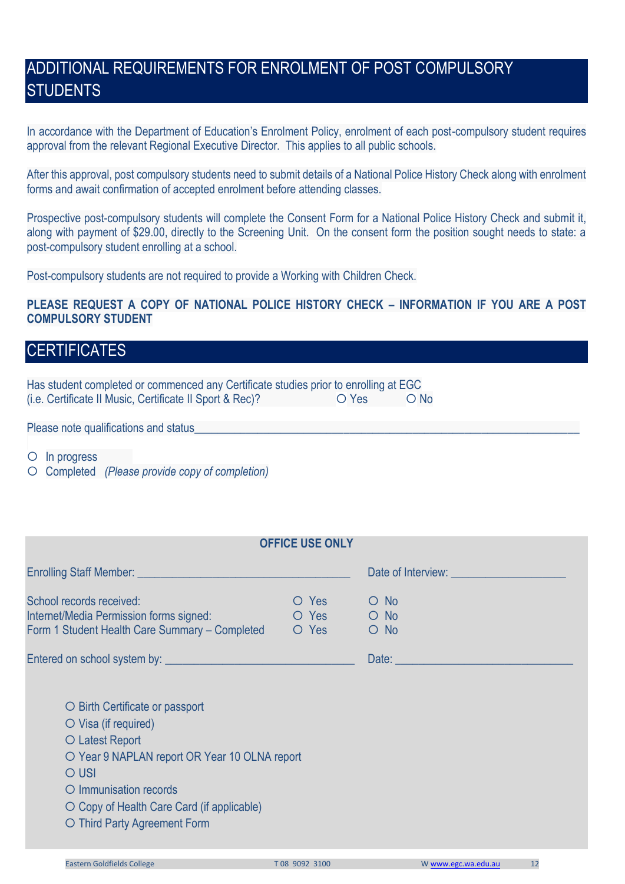## ADDITIONAL REQUIREMENTS FOR ENROLMENT OF POST COMPULSORY STUDENTS

In accordance with the Department of Education's Enrolment Policy, enrolment of each post-compulsory student requires approval from the relevant Regional Executive Director. This applies to all public schools.

After this approval, post compulsory students need to submit details of a National Police History Check along with enrolment forms and await confirmation of accepted enrolment before attending classes.

Prospective post-compulsory students will complete the Consent Form for a National Police History Check and submit it, along with payment of $29.00, directly to the Screening Unit. On the consent form the position sought needs to state: a post-compulsory student enrolling at a school.

Post-compulsory students are not required to provide a Working with Children Check.

**PLEASE REQUEST A COPY OF NATIONAL POLICE HISTORY CHECK – INFORMATION IF YOU ARE A POST COMPULSORY STUDENT**

## CERTIFICATES

Has student completed or commenced any Certificate studies prior to enrolling at EGC (i.e. Certificate II Music, Certificate II Sport & Rec)? ○ Yes ○ No

Please note qualifications and status\_\_\_\_\_\_\_\_\_\_\_\_\_\_\_\_\_\_\_\_\_\_\_\_\_\_\_\_\_\_\_\_\_\_\_\_\_\_\_\_

○ In progress
○ Completed *(Please provide copy of completion)*

**OFFICE USE ONLY**

Enrolling Staff Member: \_\_\_\_\_\_\_\_\_\_\_\_\_\_\_\_\_\_\_\_\_\_\_\_ Date of Interview: \_\_\_\_\_\_\_\_\_\_\_\_\_\_\_\_

| | | |
|---|---|---|
| School records received: | ○ Yes | ○ No |
| Internet/Media Permission forms signed: | ○ Yes | ○ No |
| Form 1 Student Health Care Summary – Completed | ○ Yes | ○ No |

Entered on school system by: \_\_\_\_\_\_\_\_\_\_\_\_\_\_\_\_\_\_\_\_\_\_\_\_ Date: \_\_\_\_\_\_\_\_\_\_\_\_\_\_\_\_\_\_\_\_\_\_

○ Birth Certificate or passport
○ Visa (if required)
○ Latest Report
○ Year 9 NAPLAN report OR Year 10 OLNA report
○ USI
○ Immunisation records
○ Copy of Health Care Card (if applicable)
○ Third Party Agreement Form